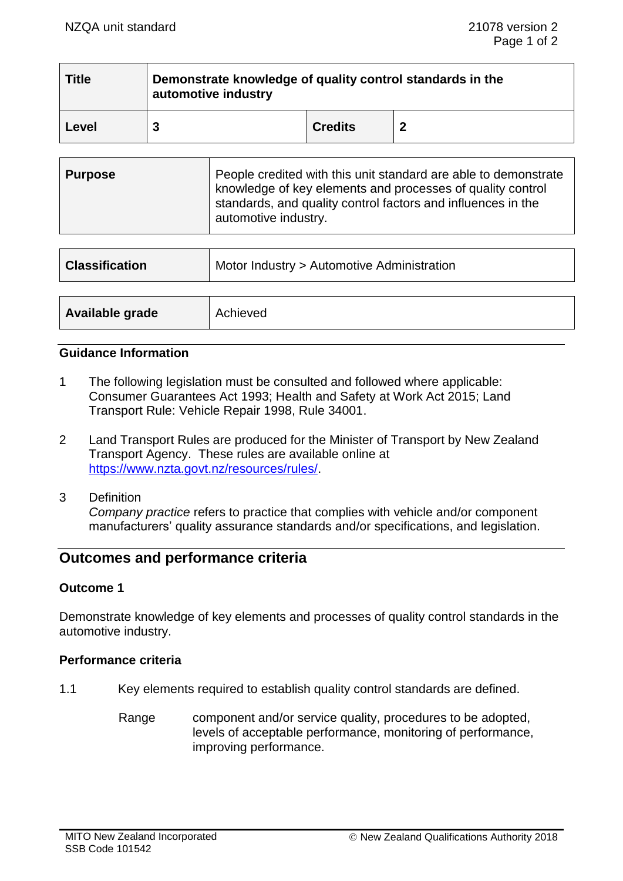| Title | Demonstrate knowledge of quality control standards in the automotive industry | | |
|---|---|---|---|
| Level | 3 | Credits | 2 |

| Purpose | People credited with this unit standard are able to demonstrate knowledge of key elements and processes of quality control standards, and quality control factors and influences in the automotive industry. |
|---|---|

| Classification | Motor Industry > Automotive Administration |
|---|---|

| Available grade | Achieved |
|---|---|

### Guidance Information

1. The following legislation must be consulted and followed where applicable: Consumer Guarantees Act 1993; Health and Safety at Work Act 2015; Land Transport Rule: Vehicle Repair 1998, Rule 34001.

2. Land Transport Rules are produced for the Minister of Transport by New Zealand Transport Agency. These rules are available online at https://www.nzta.govt.nz/resources/rules/.

3. Definition
   *Company practice* refers to practice that complies with vehicle and/or component manufacturers' quality assurance standards and/or specifications, and legislation.

## Outcomes and performance criteria

### Outcome 1

Demonstrate knowledge of key elements and processes of quality control standards in the automotive industry.

### Performance criteria

1.1 Key elements required to establish quality control standards are defined.

Range: component and/or service quality, procedures to be adopted, levels of acceptable performance, monitoring of performance, improving performance.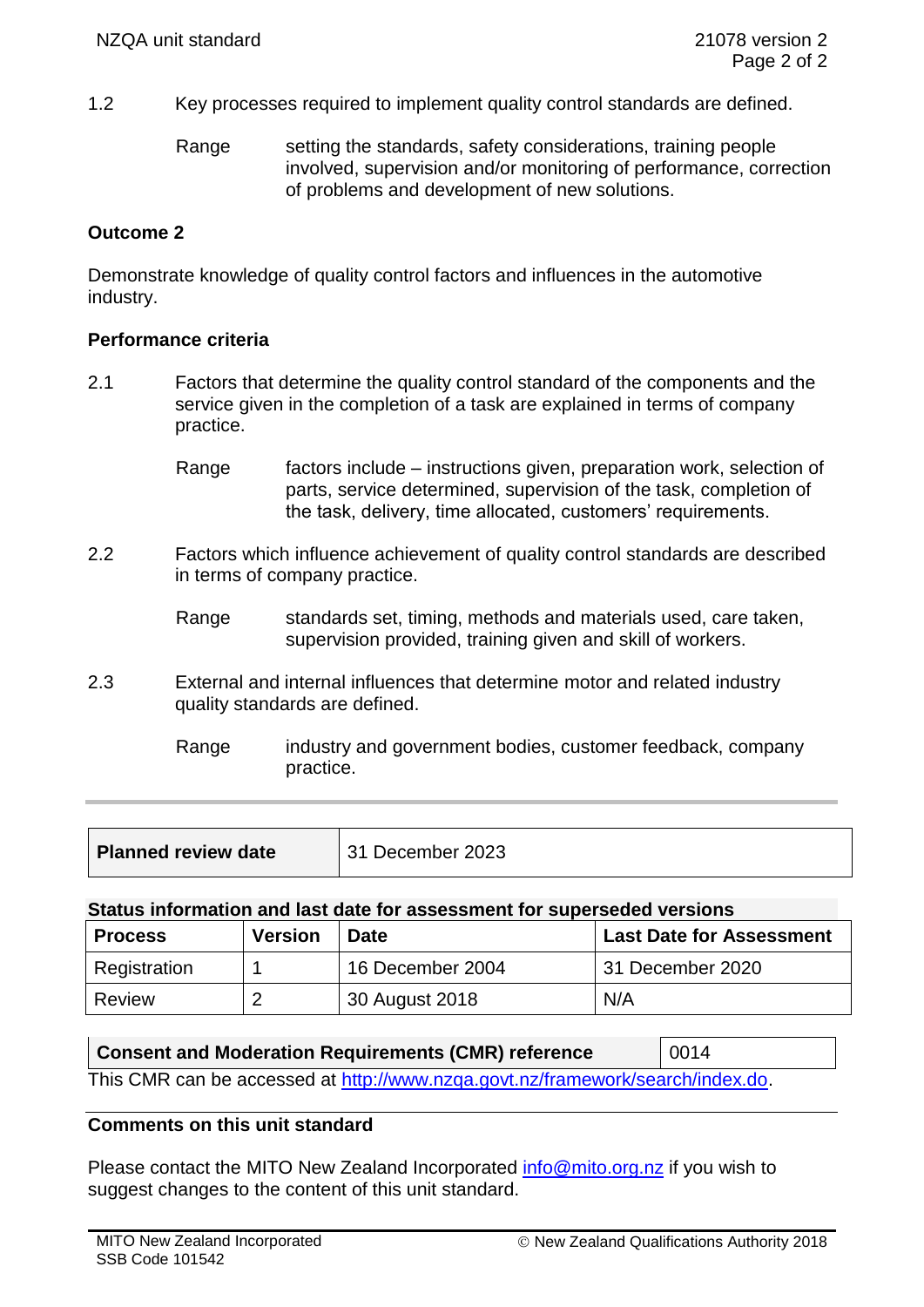1.2 Key processes required to implement quality control standards are defined.

Range setting the standards, safety considerations, training people involved, supervision and/or monitoring of performance, correction of problems and development of new solutions.

**Outcome 2**

Demonstrate knowledge of quality control factors and influences in the automotive industry.

**Performance criteria**

2.1 Factors that determine the quality control standard of the components and the service given in the completion of a task are explained in terms of company practice.

Range factors include – instructions given, preparation work, selection of parts, service determined, supervision of the task, completion of the task, delivery, time allocated, customers' requirements.

2.2 Factors which influence achievement of quality control standards are described in terms of company practice.

Range standards set, timing, methods and materials used, care taken, supervision provided, training given and skill of workers.

2.3 External and internal influences that determine motor and related industry quality standards are defined.

Range industry and government bodies, customer feedback, company practice.

| | |
|---|---|
| **Planned review date** | 31 December 2023 |

**Status information and last date for assessment for superseded versions**

| Process | Version | Date | Last Date for Assessment |
|---|---|---|---|
| Registration | 1 | 16 December 2004 | 31 December 2020 |
| Review | 2 | 30 August 2018 | N/A |

| | |
|---|---|
| **Consent and Moderation Requirements (CMR) reference** | 0014 |

This CMR can be accessed at http://www.nzqa.govt.nz/framework/search/index.do.

**Comments on this unit standard**

Please contact the MITO New Zealand Incorporated info@mito.org.nz if you wish to suggest changes to the content of this unit standard.